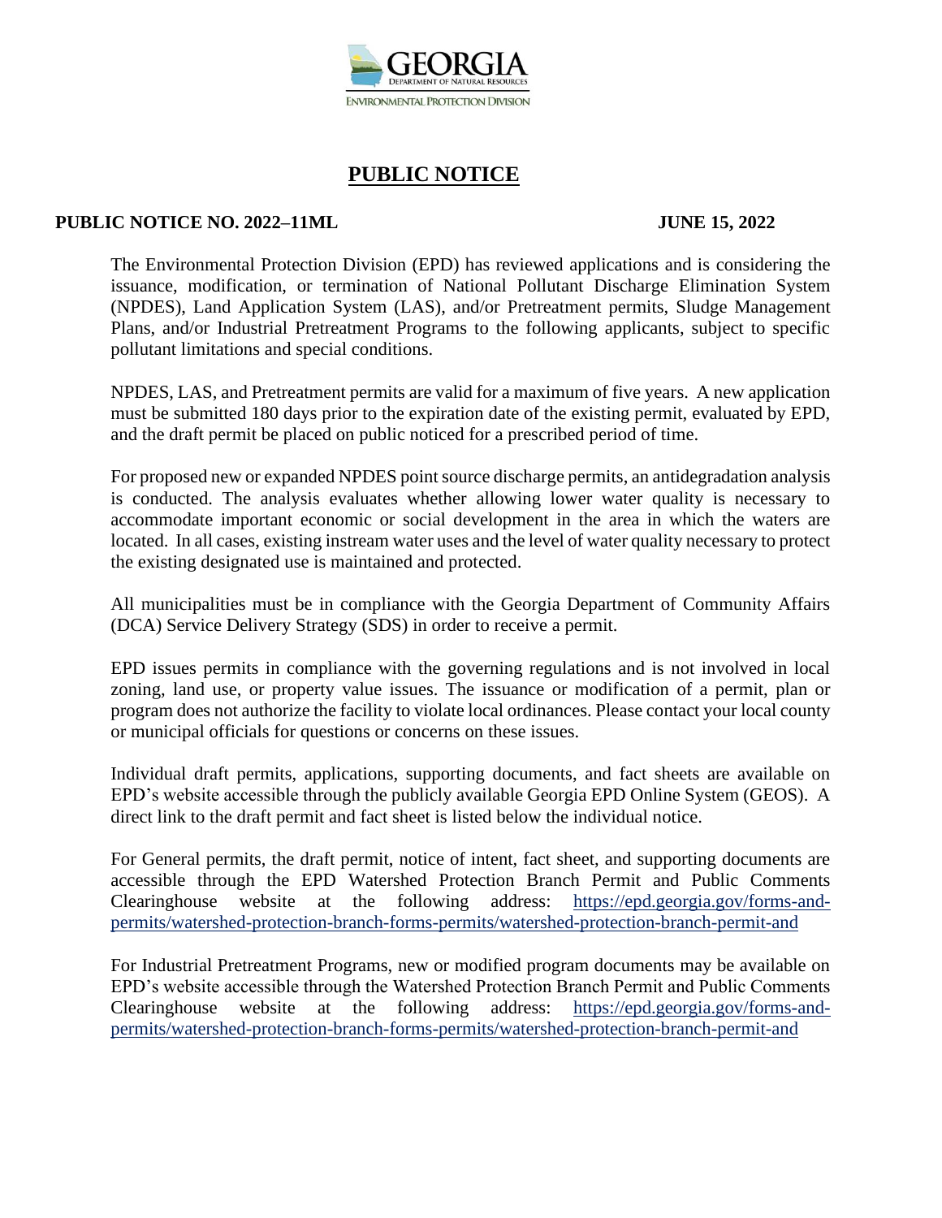GEORGIA
DEPARTMENT OF NATURAL RESOURCES
ENVIRONMENTAL PROTECTION DIVISION

# PUBLIC NOTICE

**PUBLIC NOTICE NO. 2022–11ML** **JUNE 15, 2022**

The Environmental Protection Division (EPD) has reviewed applications and is considering the issuance, modification, or termination of National Pollutant Discharge Elimination System (NPDES), Land Application System (LAS), and/or Pretreatment permits, Sludge Management Plans, and/or Industrial Pretreatment Programs to the following applicants, subject to specific pollutant limitations and special conditions.

NPDES, LAS, and Pretreatment permits are valid for a maximum of five years. A new application must be submitted 180 days prior to the expiration date of the existing permit, evaluated by EPD, and the draft permit be placed on public noticed for a prescribed period of time.

For proposed new or expanded NPDES point source discharge permits, an antidegradation analysis is conducted. The analysis evaluates whether allowing lower water quality is necessary to accommodate important economic or social development in the area in which the waters are located. In all cases, existing instream water uses and the level of water quality necessary to protect the existing designated use is maintained and protected.

All municipalities must be in compliance with the Georgia Department of Community Affairs (DCA) Service Delivery Strategy (SDS) in order to receive a permit.

EPD issues permits in compliance with the governing regulations and is not involved in local zoning, land use, or property value issues. The issuance or modification of a permit, plan or program does not authorize the facility to violate local ordinances. Please contact your local county or municipal officials for questions or concerns on these issues.

Individual draft permits, applications, supporting documents, and fact sheets are available on EPD's website accessible through the publicly available Georgia EPD Online System (GEOS). A direct link to the draft permit and fact sheet is listed below the individual notice.

For General permits, the draft permit, notice of intent, fact sheet, and supporting documents are accessible through the EPD Watershed Protection Branch Permit and Public Comments Clearinghouse website at the following address: https://epd.georgia.gov/forms-and-permits/watershed-protection-branch-forms-permits/watershed-protection-branch-permit-and

For Industrial Pretreatment Programs, new or modified program documents may be available on EPD's website accessible through the Watershed Protection Branch Permit and Public Comments Clearinghouse website at the following address: https://epd.georgia.gov/forms-and-permits/watershed-protection-branch-forms-permits/watershed-protection-branch-permit-and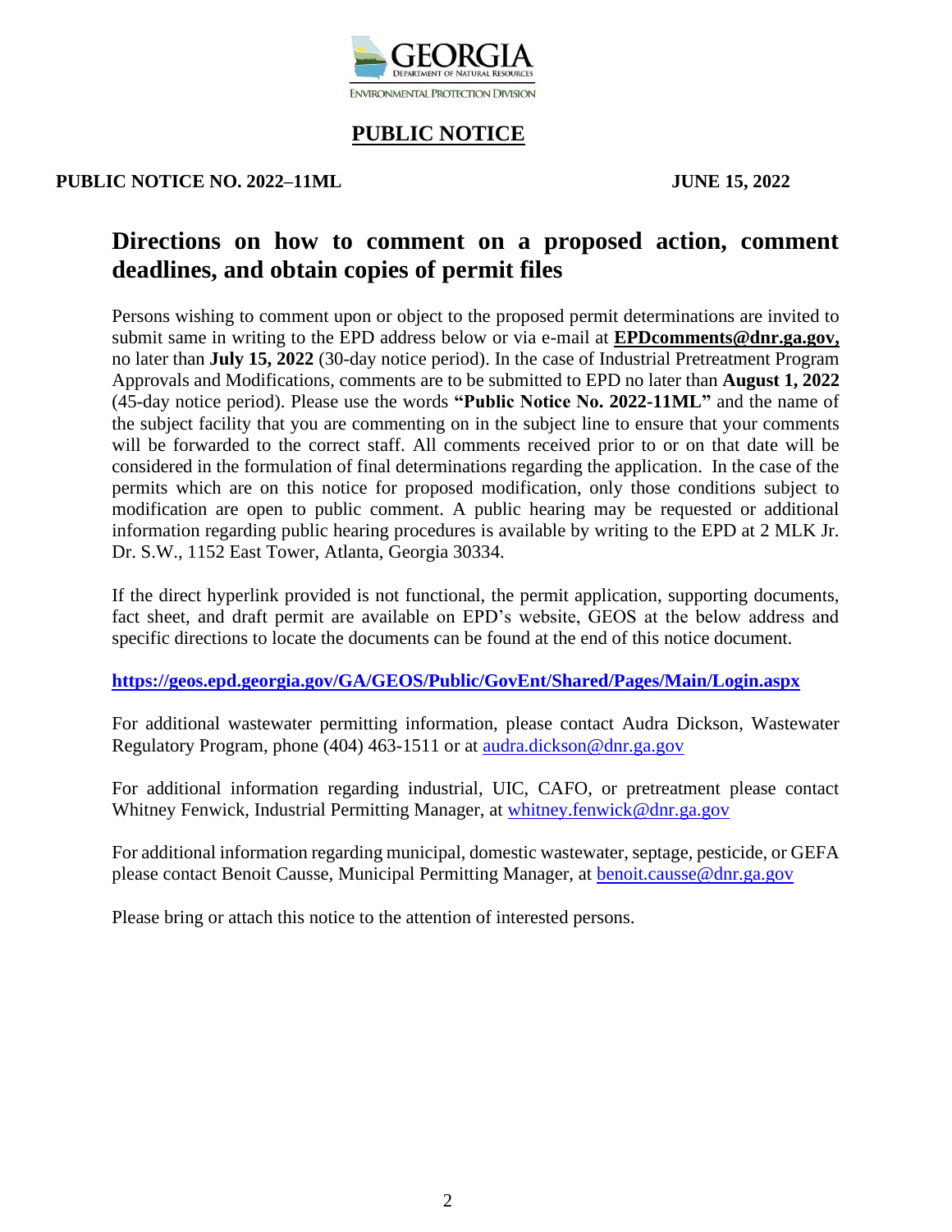GEORGIA
DEPARTMENT OF NATURAL RESOURCES
ENVIRONMENTAL PROTECTION DIVISION

# PUBLIC NOTICE

**PUBLIC NOTICE NO. 2022–11ML** **JUNE 15, 2022**

## Directions on how to comment on a proposed action, comment deadlines, and obtain copies of permit files

Persons wishing to comment upon or object to the proposed permit determinations are invited to submit same in writing to the EPD address below or via e-mail at **EPDcomments@dnr.ga.gov,** no later than **July 15, 2022** (30-day notice period). In the case of Industrial Pretreatment Program Approvals and Modifications, comments are to be submitted to EPD no later than **August 1, 2022** (45-day notice period). Please use the words **"Public Notice No. 2022-11ML"** and the name of the subject facility that you are commenting on in the subject line to ensure that your comments will be forwarded to the correct staff. All comments received prior to or on that date will be considered in the formulation of final determinations regarding the application. In the case of the permits which are on this notice for proposed modification, only those conditions subject to modification are open to public comment. A public hearing may be requested or additional information regarding public hearing procedures is available by writing to the EPD at 2 MLK Jr. Dr. S.W., 1152 East Tower, Atlanta, Georgia 30334.

If the direct hyperlink provided is not functional, the permit application, supporting documents, fact sheet, and draft permit are available on EPD's website, GEOS at the below address and specific directions to locate the documents can be found at the end of this notice document.

**https://geos.epd.georgia.gov/GA/GEOS/Public/GovEnt/Shared/Pages/Main/Login.aspx**

For additional wastewater permitting information, please contact Audra Dickson, Wastewater Regulatory Program, phone (404) 463-1511 or at audra.dickson@dnr.ga.gov

For additional information regarding industrial, UIC, CAFO, or pretreatment please contact Whitney Fenwick, Industrial Permitting Manager, at whitney.fenwick@dnr.ga.gov

For additional information regarding municipal, domestic wastewater, septage, pesticide, or GEFA please contact Benoit Causse, Municipal Permitting Manager, at benoit.causse@dnr.ga.gov

Please bring or attach this notice to the attention of interested persons.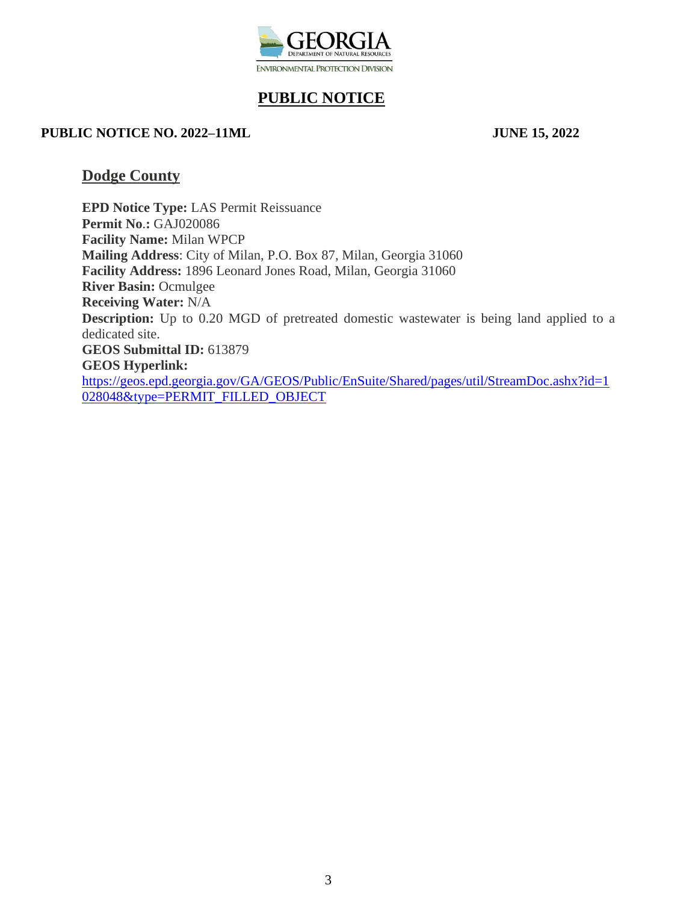GEORGIA
DEPARTMENT OF NATURAL RESOURCES
ENVIRONMENTAL PROTECTION DIVISION

# PUBLIC NOTICE

**PUBLIC NOTICE NO. 2022–11ML** **JUNE 15, 2022**

## Dodge County

**EPD Notice Type:** LAS Permit Reissuance
**Permit No.:** GAJ020086
**Facility Name:** Milan WPCP
**Mailing Address**: City of Milan, P.O. Box 87, Milan, Georgia 31060
**Facility Address:** 1896 Leonard Jones Road, Milan, Georgia 31060
**River Basin:** Ocmulgee
**Receiving Water:** N/A
**Description:** Up to 0.20 MGD of pretreated domestic wastewater is being land applied to a dedicated site.
**GEOS Submittal ID:** 613879
**GEOS Hyperlink:**
https://geos.epd.georgia.gov/GA/GEOS/Public/EnSuite/Shared/pages/util/StreamDoc.ashx?id=1028048&type=PERMIT_FILLED_OBJECT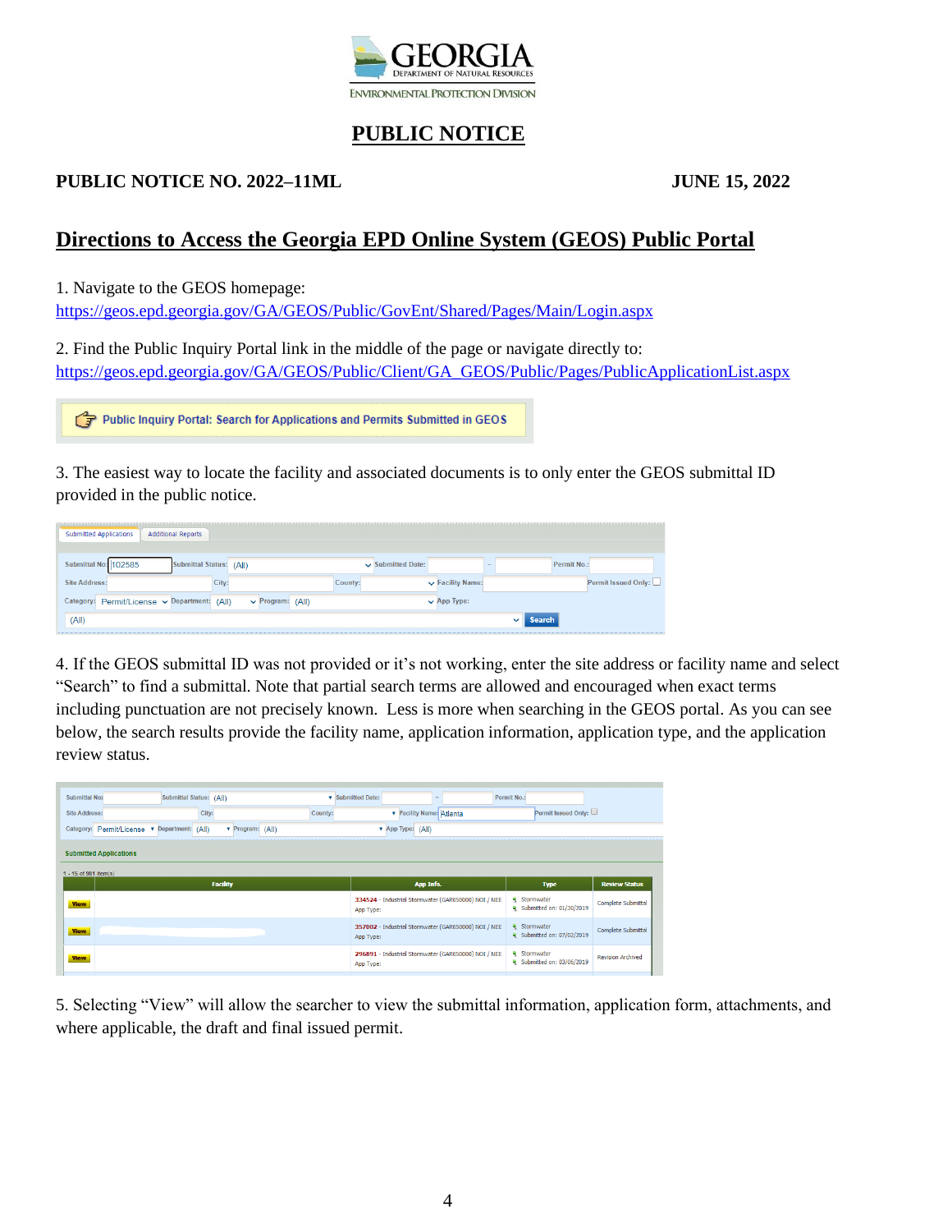# PUBLIC NOTICE

**PUBLIC NOTICE NO. 2022–11ML** **JUNE 15, 2022**

## Directions to Access the Georgia EPD Online System (GEOS) Public Portal

1. Navigate to the GEOS homepage:
https://geos.epd.georgia.gov/GA/GEOS/Public/GovEnt/Shared/Pages/Main/Login.aspx

2. Find the Public Inquiry Portal link in the middle of the page or navigate directly to:
https://geos.epd.georgia.gov/GA/GEOS/Public/Client/GA_GEOS/Public/Pages/PublicApplicationList.aspx

Public Inquiry Portal: Search for Applications and Permits Submitted in GEOS

3. The easiest way to locate the facility and associated documents is to only enter the GEOS submittal ID provided in the public notice.

4. If the GEOS submittal ID was not provided or it's not working, enter the site address or facility name and select "Search" to find a submittal. Note that partial search terms are allowed and encouraged when exact terms including punctuation are not precisely known. Less is more when searching in the GEOS portal. As you can see below, the search results provide the facility name, application information, application type, and the application review status.

5. Selecting "View" will allow the searcher to view the submittal information, application form, attachments, and where applicable, the draft and final issued permit.